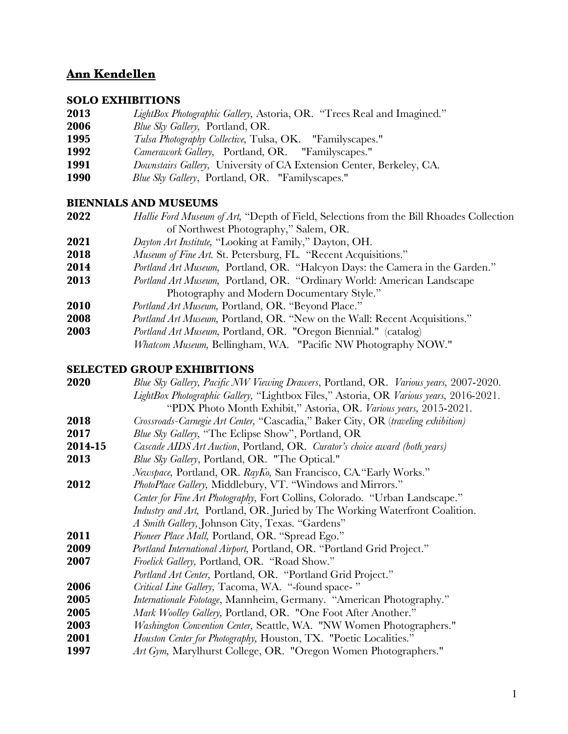# Ann Kendellen

## SOLO EXHIBITIONS

**2013** *LightBox Photographic Gallery,* Astoria, OR. "Trees Real and Imagined."
**2006** *Blue Sky Gallery,* Portland, OR.
**1995** *Tulsa Photography Collective,* Tulsa, OK. "Familyscapes."
**1992** *Camerawork Gallery,* Portland, OR. "Familyscapes."
**1991** *Downstairs Gallery,* University of CA Extension Center, Berkeley, CA.
**1990** *Blue Sky Gallery*, Portland, OR. "Familyscapes."

## BIENNIALS AND MUSEUMS

**2022** *Hallie Ford Museum of Art,* "Depth of Field, Selections from the Bill Rhoades Collection of Northwest Photography," Salem, OR.
**2021** *Dayton Art Institute,* "Looking at Family," Dayton, OH.
**2018** *Museum of Fine Art.* St. Petersburg, FL. "Recent Acquisitions."
**2014** *Portland Art Museum,* Portland, OR. "Halcyon Days: the Camera in the Garden."
**2013** *Portland Art Museum,* Portland, OR. "Ordinary World: American Landscape Photography and Modern Documentary Style."
**2010** *Portland Art Museum,* Portland, OR. "Beyond Place."
**2008** *Portland Art Museum,* Portland, OR. "New on the Wall: Recent Acquisitions."
**2003** *Portland Art Museum,* Portland, OR. "Oregon Biennial." (catalog)
*Whatcom Museum,* Bellingham, WA. "Pacific NW Photography NOW."

## SELECTED GROUP EXHIBITIONS

**2020** *Blue Sky Gallery, Pacific NW Viewing Drawers*, Portland, OR. *Various years,* 2007-2020.
*LightBox Photographic Gallery,* "Lightbox Files," Astoria, OR *Various years,* 2016-2021.
"PDX Photo Month Exhibit," Astoria, OR. *Various years,* 2015-2021.
**2018** *Crossroads-Carnegie Art Center,* "Cascadia," Baker City, OR (*traveling exhibition*)
**2017** *Blue Sky Gallery,* "The Eclipse Show", Portland, OR
**2014-15** *Cascade AIDS Art Auction*, Portland, OR. *Curator's choice award (both years)*
**2013** *Blue Sky Gallery*, Portland, OR. "The Optical."
*Newspace,* Portland, OR. *RayKo,* San Francisco, CA."Early Works."
**2012** *PhotoPlace Gallery,* Middlebury, VT. "Windows and Mirrors."
*Center for Fine Art Photography,* Fort Collins, Colorado. "Urban Landscape."
*Industry and Art,* Portland, OR. Juried by The Working Waterfront Coalition.
*A Smith Gallery,* Johnson City, Texas. "Gardens"
**2011** *Pioneer Place Mall,* Portland, OR. "Spread Ego."
**2009** *Portland International Airport,* Portland, OR. "Portland Grid Project."
**2007** *Froelick Gallery,* Portland, OR. "Road Show."
*Portland Art Center,* Portland, OR. "Portland Grid Project."
**2006** *Critical Line Gallery,* Tacoma, WA. "-found space- "
**2005** *Internationale Fototage*, Mannheim, Germany. "American Photography."
**2005** *Mark Woolley Gallery,* Portland, OR. "One Foot After Another."
**2003** *Washington Convention Center,* Seattle, WA. "NW Women Photographers."
**2001** *Houston Center for Photography,* Houston, TX. "Poetic Localities."
**1997** *Art Gym,* Marylhurst College, OR. "Oregon Women Photographers."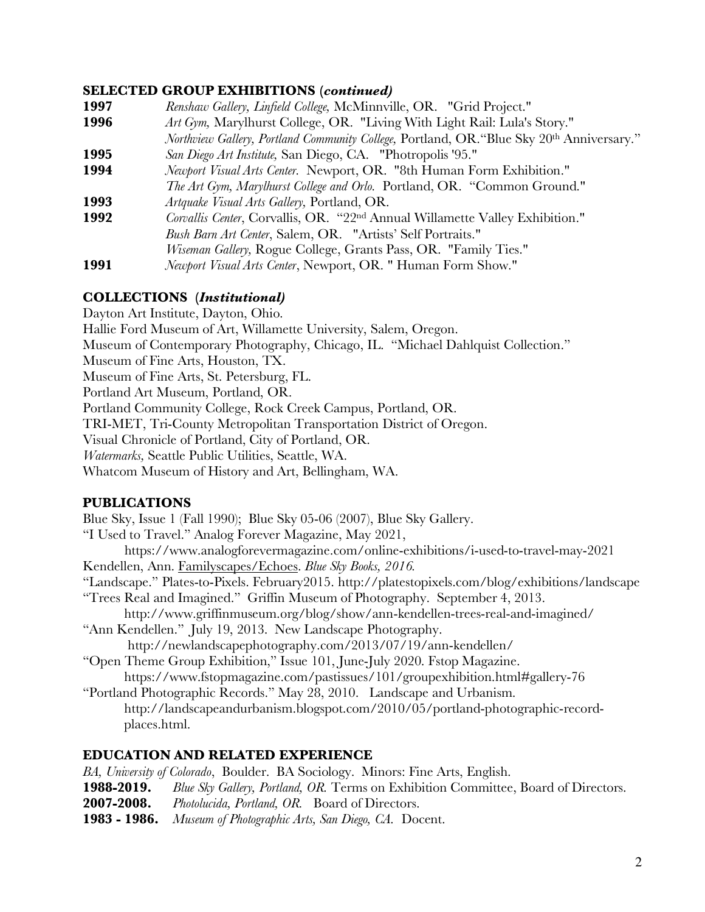## SELECTED GROUP EXHIBITIONS (*continued)*

**1997** *Renshaw Gallery, Linfield College,* McMinnville, OR. "Grid Project."

**1996** *Art Gym,* Marylhurst College, OR. "Living With Light Rail: Lula's Story."
*Northview Gallery, Portland Community College,* Portland, OR. "Blue Sky 20th Anniversary."

**1995** *San Diego Art Institute,* San Diego, CA. "Photropolis '95."

**1994** *Newport Visual Arts Center.* Newport, OR. "8th Human Form Exhibition."
*The Art Gym, Marylhurst College and Orlo.* Portland, OR. "Common Ground."

**1993** *Artquake Visual Arts Gallery,* Portland, OR.

**1992** *Corvallis Center*, Corvallis, OR. "22nd Annual Willamette Valley Exhibition."
*Bush Barn Art Center*, Salem, OR. "Artists' Self Portraits."
*Wiseman Gallery,* Rogue College, Grants Pass, OR. "Family Ties."

**1991** *Newport Visual Arts Center*, Newport, OR. " Human Form Show."

## COLLECTIONS (*Institutional)*

Dayton Art Institute, Dayton, Ohio.
Hallie Ford Museum of Art, Willamette University, Salem, Oregon.
Museum of Contemporary Photography, Chicago, IL. "Michael Dahlquist Collection."
Museum of Fine Arts, Houston, TX.
Museum of Fine Arts, St. Petersburg, FL.
Portland Art Museum, Portland, OR.
Portland Community College, Rock Creek Campus, Portland, OR.
TRI-MET, Tri-County Metropolitan Transportation District of Oregon.
Visual Chronicle of Portland, City of Portland, OR.
*Watermarks,* Seattle Public Utilities, Seattle, WA.
Whatcom Museum of History and Art, Bellingham, WA.

## PUBLICATIONS

Blue Sky, Issue 1 (Fall 1990); Blue Sky 05-06 (2007), Blue Sky Gallery.

"I Used to Travel." Analog Forever Magazine, May 2021,
https://www.analogforevermagazine.com/online-exhibitions/i-used-to-travel-may-2021

Kendellen, Ann. Familyscapes/Echoes. *Blue Sky Books, 2016.*

"Landscape." Plates-to-Pixels. February2015. http://platestopixels.com/blog/exhibitions/landscape

"Trees Real and Imagined." Griffin Museum of Photography. September 4, 2013.
http://www.griffinmuseum.org/blog/show/ann-kendellen-trees-real-and-imagined/

"Ann Kendellen." July 19, 2013. New Landscape Photography.
http://newlandscapephotography.com/2013/07/19/ann-kendellen/

"Open Theme Group Exhibition," Issue 101, June-July 2020. Fstop Magazine.
https://www.fstopmagazine.com/pastissues/101/groupexhibition.html#gallery-76

"Portland Photographic Records." May 28, 2010. Landscape and Urbanism.
http://landscapeandurbanism.blogspot.com/2010/05/portland-photographic-record-places.html.

## EDUCATION AND RELATED EXPERIENCE

*BA, University of Colorado*, Boulder. BA Sociology. Minors: Fine Arts, English.

**1988-2019.** *Blue Sky Gallery, Portland, OR.* Terms on Exhibition Committee, Board of Directors.

**2007-2008.** *Photolucida, Portland, OR.* Board of Directors.

**1983 - 1986.** *Museum of Photographic Arts, San Diego, CA.* Docent.